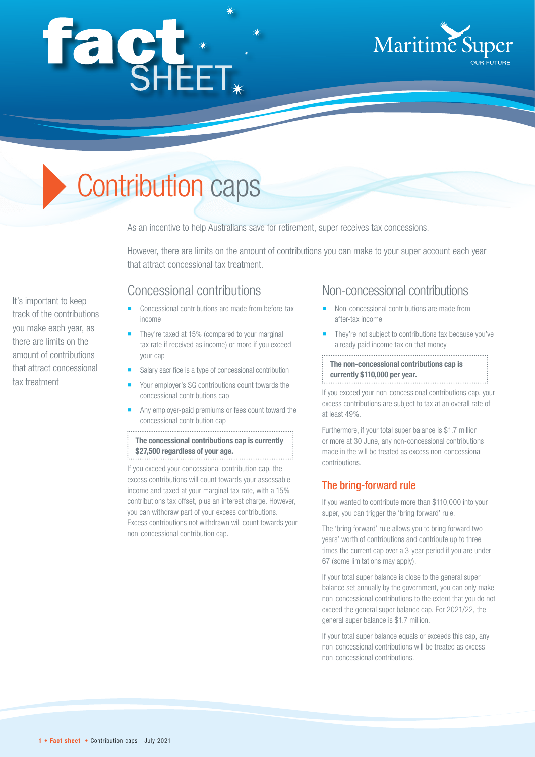# fact SHEET

Maritime Super
OUR FUTURE

# Contribution caps

As an incentive to help Australians save for retirement, super receives tax concessions.

However, there are limits on the amount of contributions you can make to your super account each year that attract concessional tax treatment.

It's important to keep track of the contributions you make each year, as there are limits on the amount of contributions that attract concessional tax treatment

## Concessional contributions

- Concessional contributions are made from before-tax income
- They're taxed at 15% (compared to your marginal tax rate if received as income) or more if you exceed your cap
- Salary sacrifice is a type of concessional contribution
- Your employer's SG contributions count towards the concessional contributions cap
- Any employer-paid premiums or fees count toward the concessional contribution cap

**The concessional contributions cap is currently $27,500 regardless of your age.**

If you exceed your concessional contribution cap, the excess contributions will count towards your assessable income and taxed at your marginal tax rate, with a 15% contributions tax offset, plus an interest charge. However, you can withdraw part of your excess contributions. Excess contributions not withdrawn will count towards your non-concessional contribution cap.

## Non-concessional contributions

- Non-concessional contributions are made from after-tax income
- They're not subject to contributions tax because you've already paid income tax on that money

**The non-concessional contributions cap is currently $110,000 per year.**

If you exceed your non-concessional contributions cap, your excess contributions are subject to tax at an overall rate of at least 49%.

Furthermore, if your total super balance is $1.7 million or more at 30 June, any non-concessional contributions made in the will be treated as excess non-concessional contributions.

### The bring-forward rule

If you wanted to contribute more than $110,000 into your super, you can trigger the 'bring forward' rule.

The 'bring forward' rule allows you to bring forward two years' worth of contributions and contribute up to three times the current cap over a 3-year period if you are under 67 (some limitations may apply).

If your total super balance is close to the general super balance set annually by the government, you can only make non-concessional contributions to the extent that you do not exceed the general super balance cap. For 2021/22, the general super balance is $1.7 million.

If your total super balance equals or exceeds this cap, any non-concessional contributions will be treated as excess non-concessional contributions.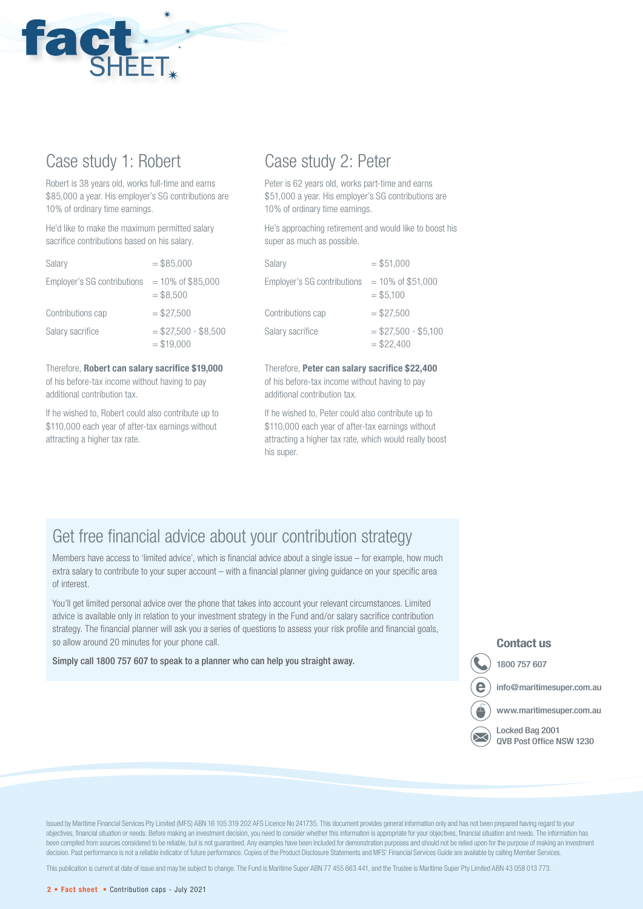fact SHEET

## Case study 1: Robert

Robert is 38 years old, works full-time and earns $85,000 a year. His employer's SG contributions are 10% of ordinary time earnings.

He'd like to make the maximum permitted salary sacrifice contributions based on his salary.

| | |
|---|---|
| Salary | = $85,000 |
| Employer's SG contributions | = 10% of $85,000<br>= $8,500 |
| Contributions cap | = $27,500 |
| Salary sacrifice | = $27,500 - $8,500<br>= $19,000 |

Therefore, **Robert can salary sacrifice $19,000** of his before-tax income without having to pay additional contribution tax.

If he wished to, Robert could also contribute up to $110,000 each year of after-tax earnings without attracting a higher tax rate.

## Case study 2: Peter

Peter is 62 years old, works part-time and earns $51,000 a year. His employer's SG contributions are 10% of ordinary time earnings.

He's approaching retirement and would like to boost his super as much as possible.

| | |
|---|---|
| Salary | = $51,000 |
| Employer's SG contributions | = 10% of $51,000<br>= $5,100 |
| Contributions cap | = $27,500 |
| Salary sacrifice | = $27,500 - $5,100<br>= $22,400 |

Therefore, **Peter can salary sacrifice $22,400** of his before-tax income without having to pay additional contribution tax.

If he wished to, Peter could also contribute up to $110,000 each year of after-tax earnings without attracting a higher tax rate, which would really boost his super.

## Get free financial advice about your contribution strategy

Members have access to 'limited advice', which is financial advice about a single issue – for example, how much extra salary to contribute to your super account – with a financial planner giving guidance on your specific area of interest.

You'll get limited personal advice over the phone that takes into account your relevant circumstances. Limited advice is available only in relation to your investment strategy in the Fund and/or salary sacrifice contribution strategy. The financial planner will ask you a series of questions to assess your risk profile and financial goals, so allow around 20 minutes for your phone call.

**Simply call 1800 757 607 to speak to a planner who can help you straight away.**

### Contact us

1800 757 607

info@maritimesuper.com.au

www.maritimesuper.com.au

Locked Bag 2001
QVB Post Office NSW 1230

Issued by Maritime Financial Services Pty Limited (MFS) ABN 16 105 319 202 AFS Licence No 241735. This document provides general information only and has not been prepared having regard to your objectives, financial situation or needs. Before making an investment decision, you need to consider whether this information is appropriate for your objectives, financial situation and needs. The information has been compiled from sources considered to be reliable, but is not guaranteed. Any examples have been included for demonstration purposes and should not be relied upon for the purpose of making an investment decision. Past performance is not a reliable indicator of future performance. Copies of the Product Disclosure Statements and MFS' Financial Services Guide are available by calling Member Services.

This publication is current at date of issue and may be subject to change. The Fund is Maritime Super ABN 77 455 663 441, and the Trustee is Maritime Super Pty Limited ABN 43 058 013 773.